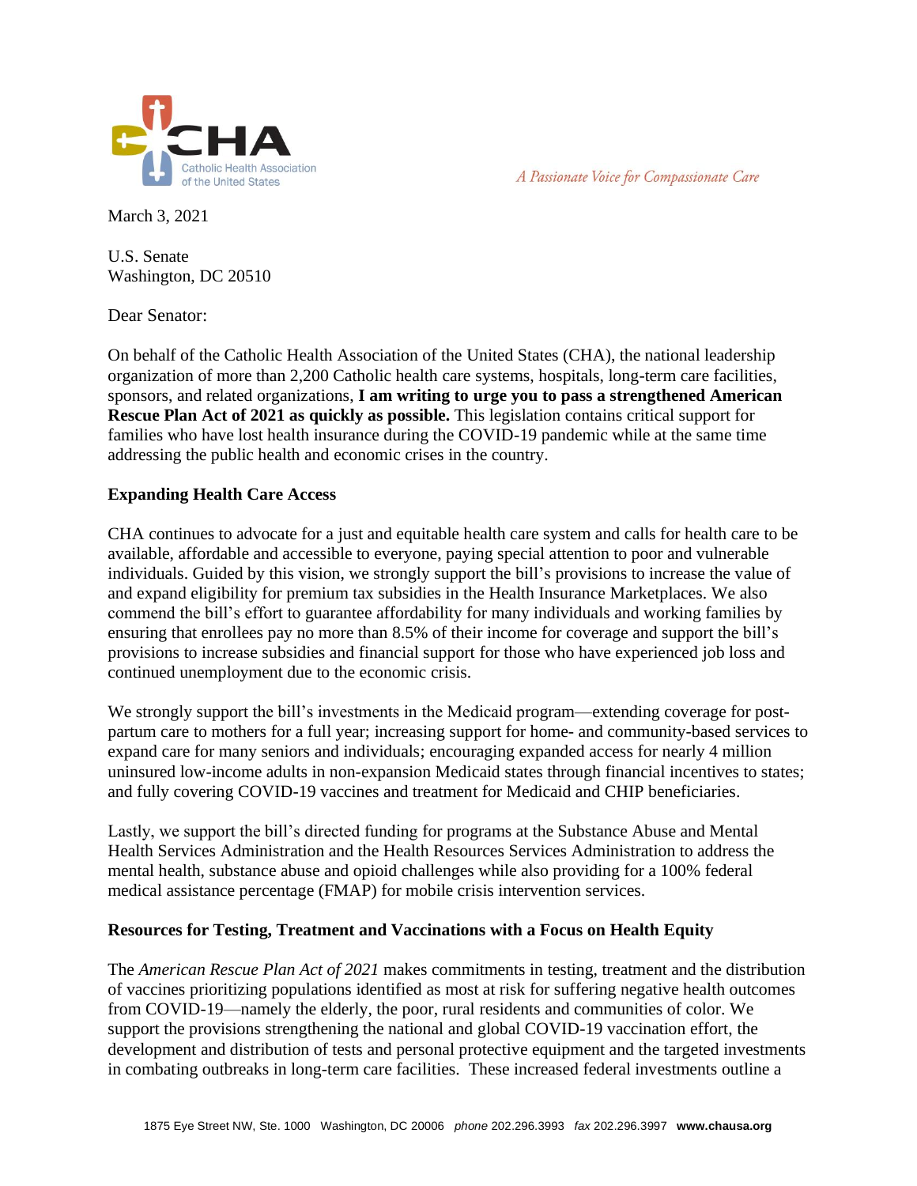CHA Catholic Health Association of the United States

*A Passionate Voice for Compassionate Care*

March 3, 2021

U.S. Senate
Washington, DC 20510

Dear Senator:

On behalf of the Catholic Health Association of the United States (CHA), the national leadership organization of more than 2,200 Catholic health care systems, hospitals, long-term care facilities, sponsors, and related organizations, **I am writing to urge you to pass a strengthened American Rescue Plan Act of 2021 as quickly as possible.** This legislation contains critical support for families who have lost health insurance during the COVID-19 pandemic while at the same time addressing the public health and economic crises in the country.

**Expanding Health Care Access**

CHA continues to advocate for a just and equitable health care system and calls for health care to be available, affordable and accessible to everyone, paying special attention to poor and vulnerable individuals. Guided by this vision, we strongly support the bill's provisions to increase the value of and expand eligibility for premium tax subsidies in the Health Insurance Marketplaces. We also commend the bill's effort to guarantee affordability for many individuals and working families by ensuring that enrollees pay no more than 8.5% of their income for coverage and support the bill's provisions to increase subsidies and financial support for those who have experienced job loss and continued unemployment due to the economic crisis.

We strongly support the bill's investments in the Medicaid program—extending coverage for post-partum care to mothers for a full year; increasing support for home- and community-based services to expand care for many seniors and individuals; encouraging expanded access for nearly 4 million uninsured low-income adults in non-expansion Medicaid states through financial incentives to states; and fully covering COVID-19 vaccines and treatment for Medicaid and CHIP beneficiaries.

Lastly, we support the bill's directed funding for programs at the Substance Abuse and Mental Health Services Administration and the Health Resources Services Administration to address the mental health, substance abuse and opioid challenges while also providing for a 100% federal medical assistance percentage (FMAP) for mobile crisis intervention services.

**Resources for Testing, Treatment and Vaccinations with a Focus on Health Equity**

The *American Rescue Plan Act of 2021* makes commitments in testing, treatment and the distribution of vaccines prioritizing populations identified as most at risk for suffering negative health outcomes from COVID-19—namely the elderly, the poor, rural residents and communities of color. We support the provisions strengthening the national and global COVID-19 vaccination effort, the development and distribution of tests and personal protective equipment and the targeted investments in combating outbreaks in long-term care facilities. These increased federal investments outline a

1875 Eye Street NW, Ste. 1000 Washington, DC 20006 *phone* 202.296.3993 *fax* 202.296.3997 **www.chausa.org**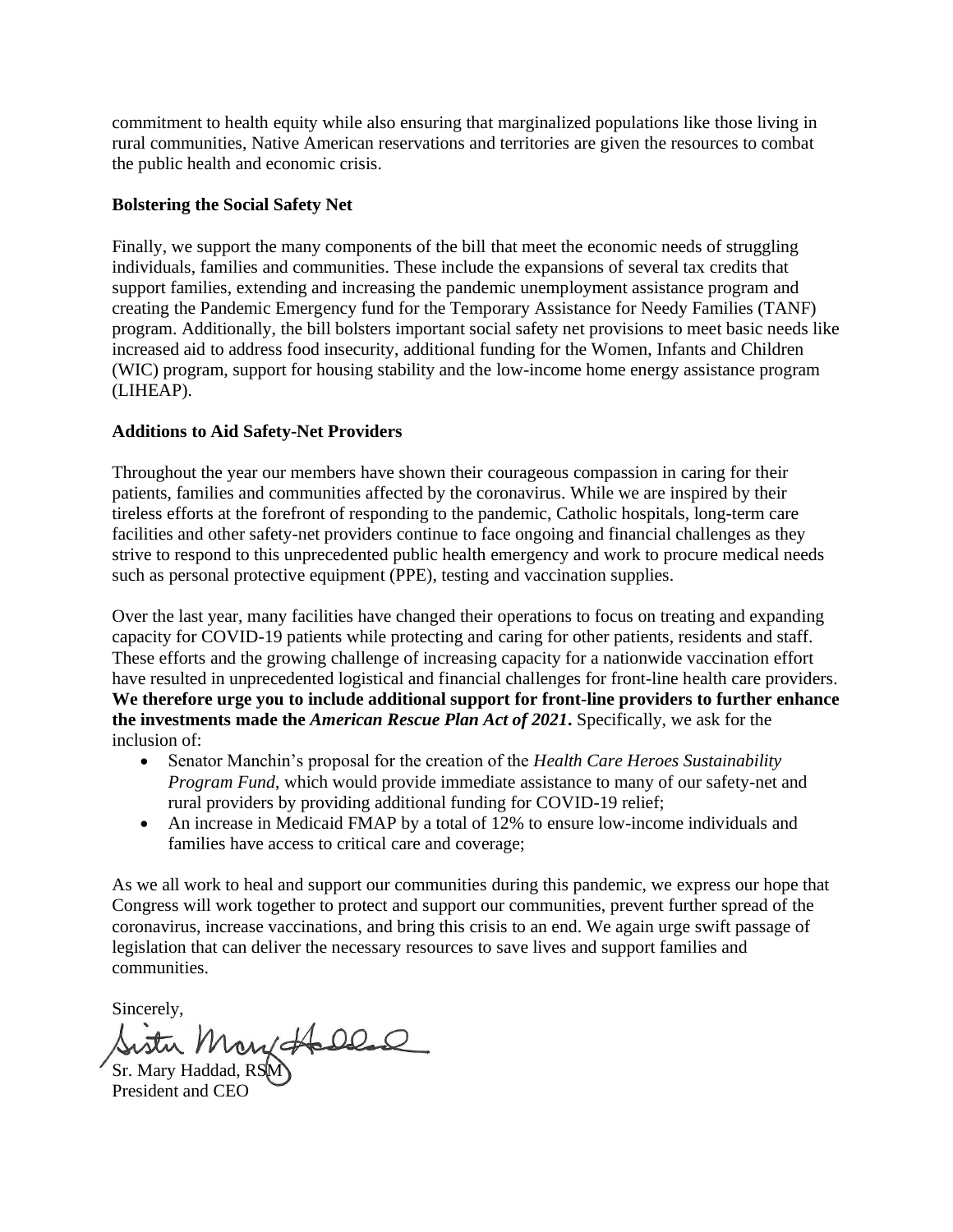commitment to health equity while also ensuring that marginalized populations like those living in rural communities, Native American reservations and territories are given the resources to combat the public health and economic crisis.

**Bolstering the Social Safety Net**

Finally, we support the many components of the bill that meet the economic needs of struggling individuals, families and communities. These include the expansions of several tax credits that support families, extending and increasing the pandemic unemployment assistance program and creating the Pandemic Emergency fund for the Temporary Assistance for Needy Families (TANF) program. Additionally, the bill bolsters important social safety net provisions to meet basic needs like increased aid to address food insecurity, additional funding for the Women, Infants and Children (WIC) program, support for housing stability and the low-income home energy assistance program (LIHEAP).

**Additions to Aid Safety-Net Providers**

Throughout the year our members have shown their courageous compassion in caring for their patients, families and communities affected by the coronavirus. While we are inspired by their tireless efforts at the forefront of responding to the pandemic, Catholic hospitals, long-term care facilities and other safety-net providers continue to face ongoing and financial challenges as they strive to respond to this unprecedented public health emergency and work to procure medical needs such as personal protective equipment (PPE), testing and vaccination supplies.

Over the last year, many facilities have changed their operations to focus on treating and expanding capacity for COVID-19 patients while protecting and caring for other patients, residents and staff. These efforts and the growing challenge of increasing capacity for a nationwide vaccination effort have resulted in unprecedented logistical and financial challenges for front-line health care providers. **We therefore urge you to include additional support for front-line providers to further enhance the investments made the *American Rescue Plan Act of 2021*.** Specifically, we ask for the inclusion of:

- Senator Manchin's proposal for the creation of the *Health Care Heroes Sustainability Program Fund*, which would provide immediate assistance to many of our safety-net and rural providers by providing additional funding for COVID-19 relief;
- An increase in Medicaid FMAP by a total of 12% to ensure low-income individuals and families have access to critical care and coverage;

As we all work to heal and support our communities during this pandemic, we express our hope that Congress will work together to protect and support our communities, prevent further spread of the coronavirus, increase vaccinations, and bring this crisis to an end. We again urge swift passage of legislation that can deliver the necessary resources to save lives and support families and communities.

Sincerely,

Sister Mary Haddad

Sr. Mary Haddad, RSM
President and CEO